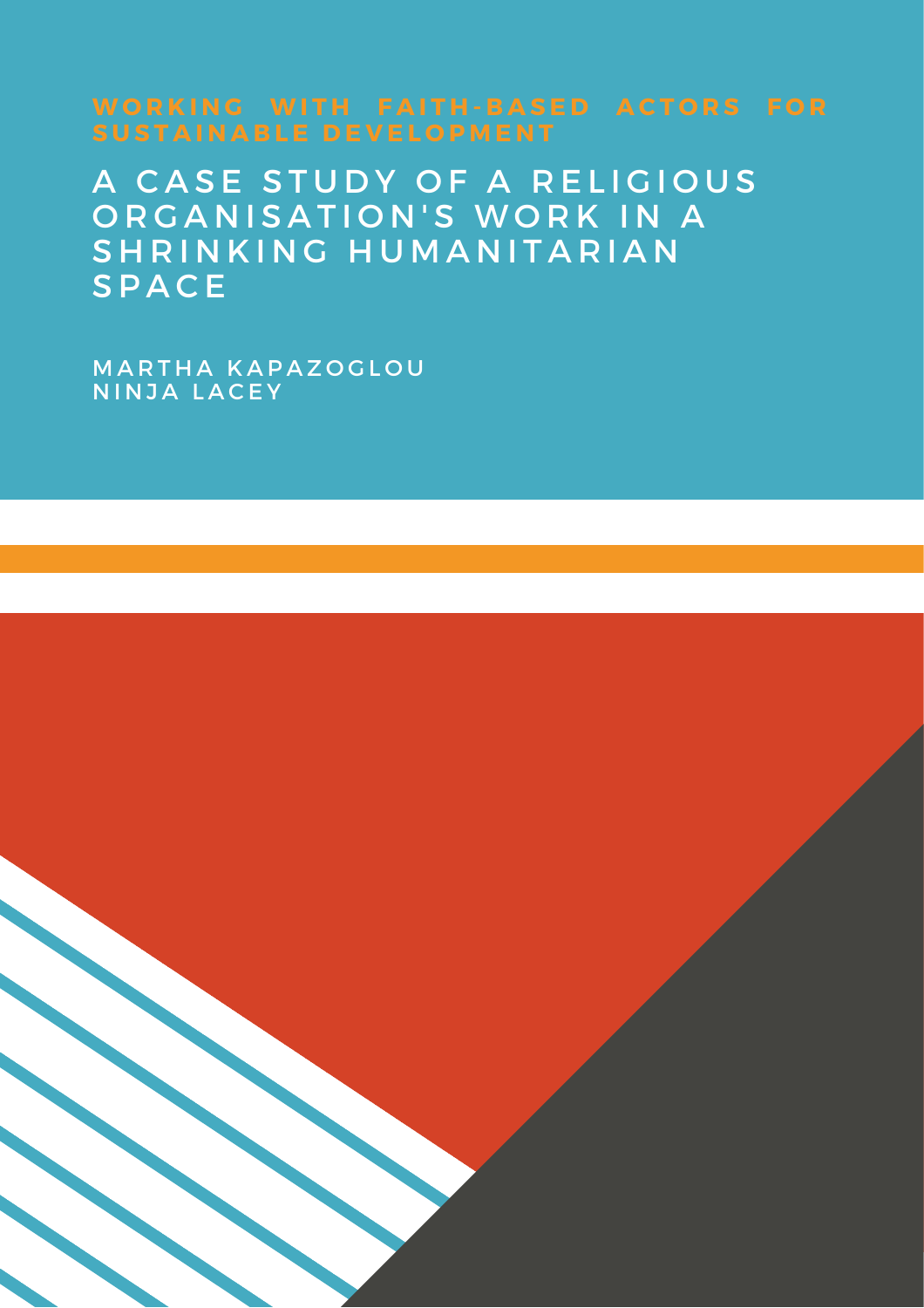## WORKING WITH FAITH-BASED ACTORS FOR SUSTAINABLE DEVELOPMENT

# A CASE STUDY OF A RELIGIOUS ORGANISATION'S WORK IN A SHRINKING HUMANITARIAN SPACE

MARTHA KAPAZOGLOU
NINJA LACEY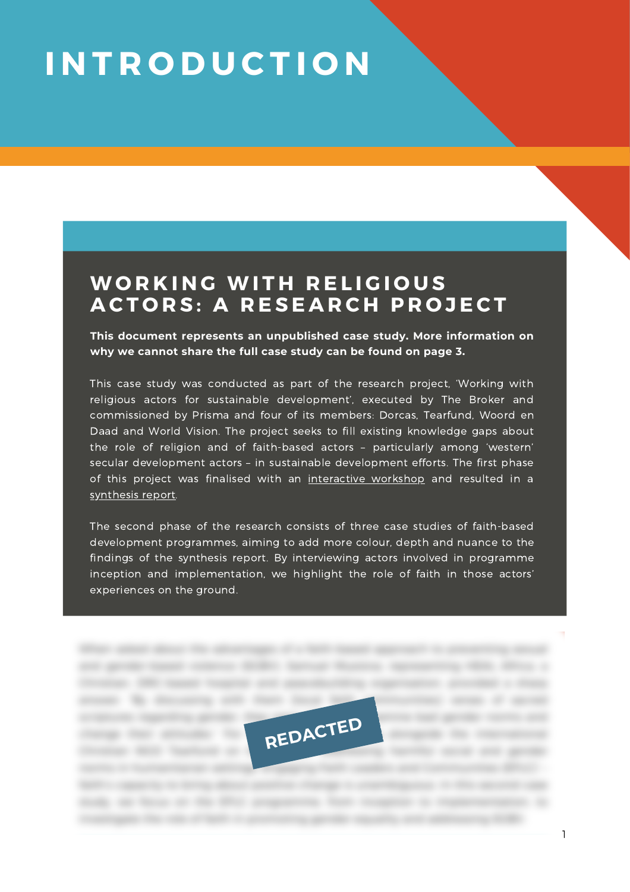# INTRODUCTION

## WORKING WITH RELIGIOUS ACTORS: A RESEARCH PROJECT

**This document represents an unpublished case study. More information on why we cannot share the full case study can be found on page 3.**

This case study was conducted as part of the research project, 'Working with religious actors for sustainable development', executed by The Broker and commissioned by Prisma and four of its members: Dorcas, Tearfund, Woord en Daad and World Vision. The project seeks to fill existing knowledge gaps about the role of religion and of faith-based actors – particularly among 'western' secular development actors – in sustainable development efforts. The first phase of this project was finalised with an interactive workshop and resulted in a synthesis report.

The second phase of the research consists of three case studies of faith-based development programmes, aiming to add more colour, depth and nuance to the findings of the synthesis report. By interviewing actors involved in programme inception and implementation, we highlight the role of faith in those actors' experiences on the ground.

REDACTED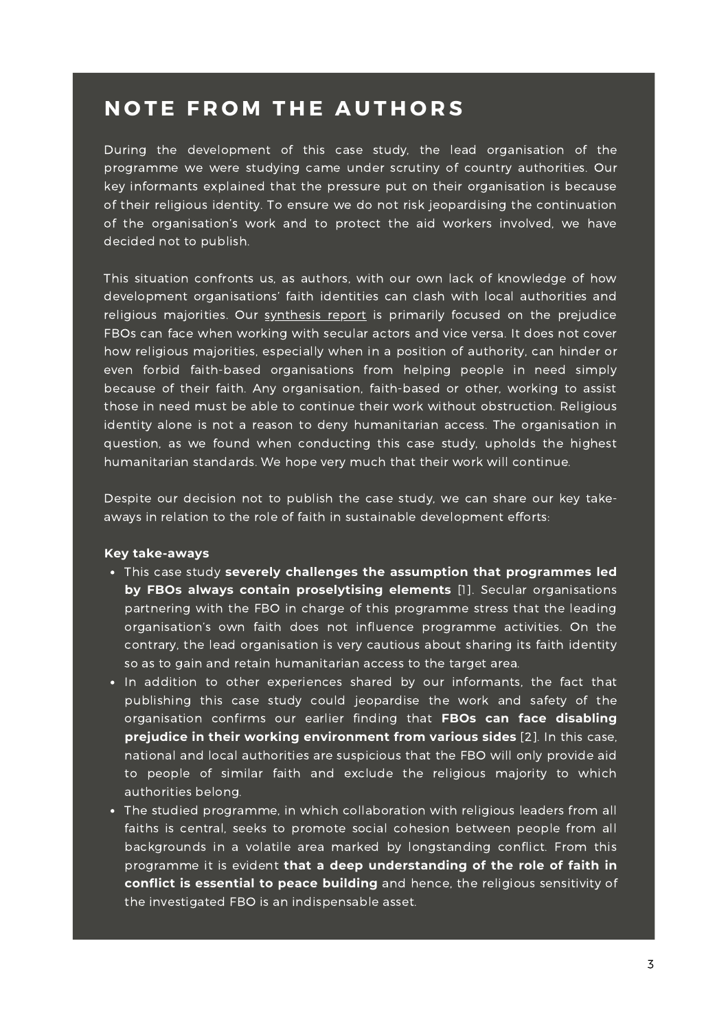# NOTE FROM THE AUTHORS

During the development of this case study, the lead organisation of the programme we were studying came under scrutiny of country authorities. Our key informants explained that the pressure put on their organisation is because of their religious identity. To ensure we do not risk jeopardising the continuation of the organisation's work and to protect the aid workers involved, we have decided not to publish.

This situation confronts us, as authors, with our own lack of knowledge of how development organisations' faith identities can clash with local authorities and religious majorities. Our synthesis report is primarily focused on the prejudice FBOs can face when working with secular actors and vice versa. It does not cover how religious majorities, especially when in a position of authority, can hinder or even forbid faith-based organisations from helping people in need simply because of their faith. Any organisation, faith-based or other, working to assist those in need must be able to continue their work without obstruction. Religious identity alone is not a reason to deny humanitarian access. The organisation in question, as we found when conducting this case study, upholds the highest humanitarian standards. We hope very much that their work will continue.

Despite our decision not to publish the case study, we can share our key take-aways in relation to the role of faith in sustainable development efforts:

**Key take-aways**

- This case study **severely challenges the assumption that programmes led by FBOs always contain proselytising elements** [1]. Secular organisations partnering with the FBO in charge of this programme stress that the leading organisation's own faith does not influence programme activities. On the contrary, the lead organisation is very cautious about sharing its faith identity so as to gain and retain humanitarian access to the target area.
- In addition to other experiences shared by our informants, the fact that publishing this case study could jeopardise the work and safety of the organisation confirms our earlier finding that **FBOs can face disabling prejudice in their working environment from various sides** [2]. In this case, national and local authorities are suspicious that the FBO will only provide aid to people of similar faith and exclude the religious majority to which authorities belong.
- The studied programme, in which collaboration with religious leaders from all faiths is central, seeks to promote social cohesion between people from all backgrounds in a volatile area marked by longstanding conflict. From this programme it is evident **that a deep understanding of the role of faith in conflict is essential to peace building** and hence, the religious sensitivity of the investigated FBO is an indispensable asset.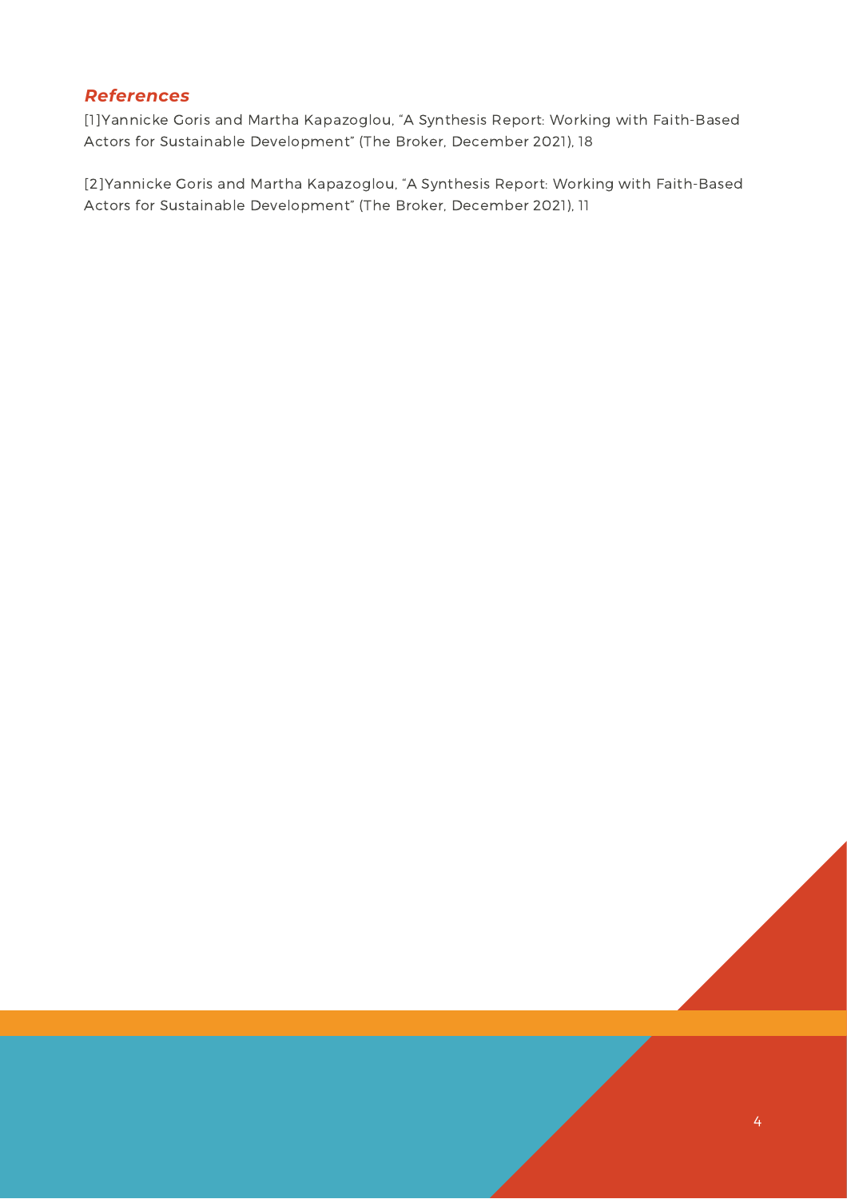### *References*

[1]Yannicke Goris and Martha Kapazoglou, "A Synthesis Report: Working with Faith-Based Actors for Sustainable Development" (The Broker, December 2021), 18

[2]Yannicke Goris and Martha Kapazoglou, "A Synthesis Report: Working with Faith-Based Actors for Sustainable Development" (The Broker, December 2021), 11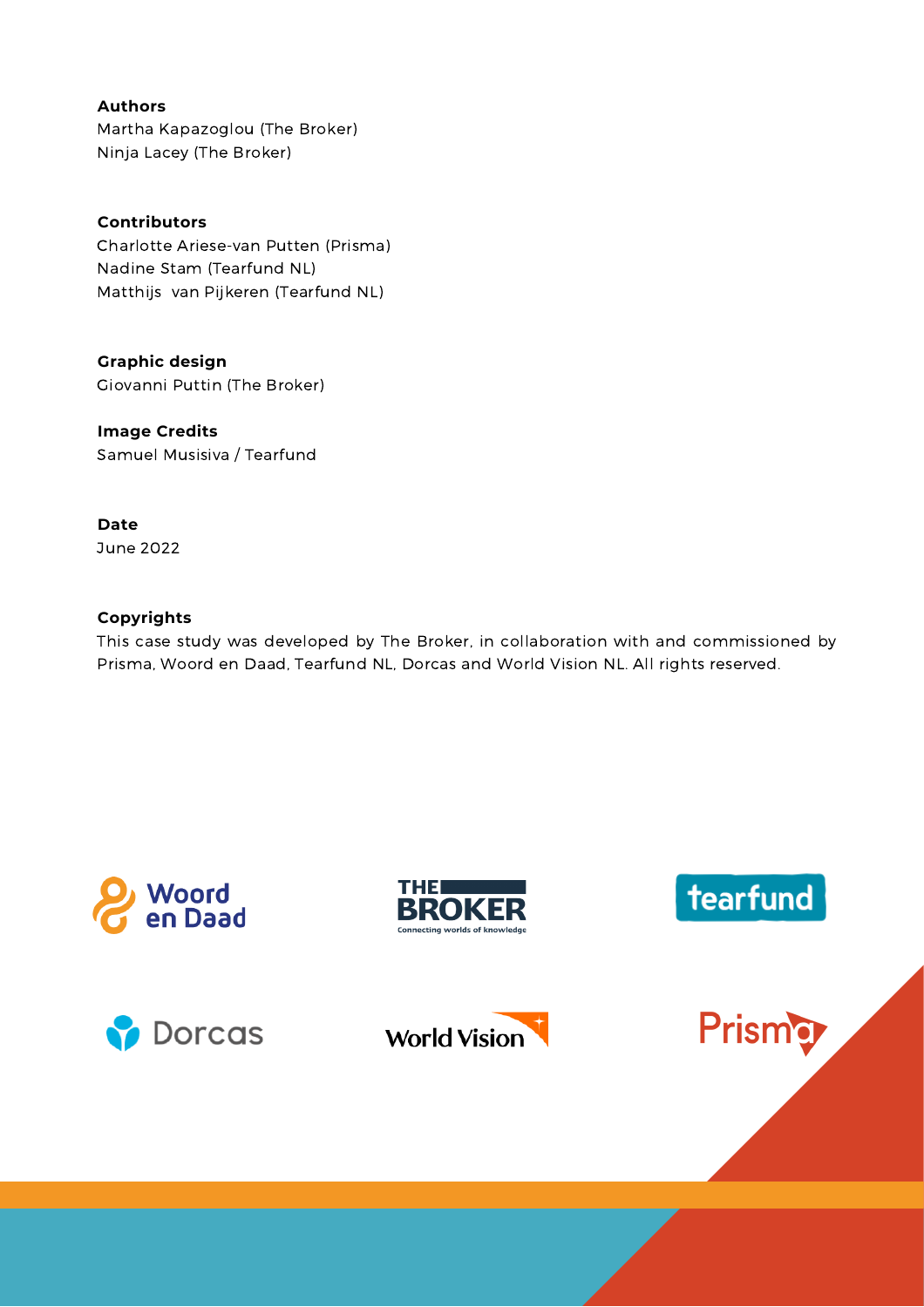**Authors**
Martha Kapazoglou (The Broker)
Ninja Lacey (The Broker)

**Contributors**
Charlotte Ariese-van Putten (Prisma)
Nadine Stam (Tearfund NL)
Matthijs van Pijkeren (Tearfund NL)

**Graphic design**
Giovanni Puttin (The Broker)

**Image Credits**
Samuel Musisiva / Tearfund

**Date**
June 2022

**Copyrights**
This case study was developed by The Broker, in collaboration with and commissioned by Prisma, Woord en Daad, Tearfund NL, Dorcas and World Vision NL. All rights reserved.